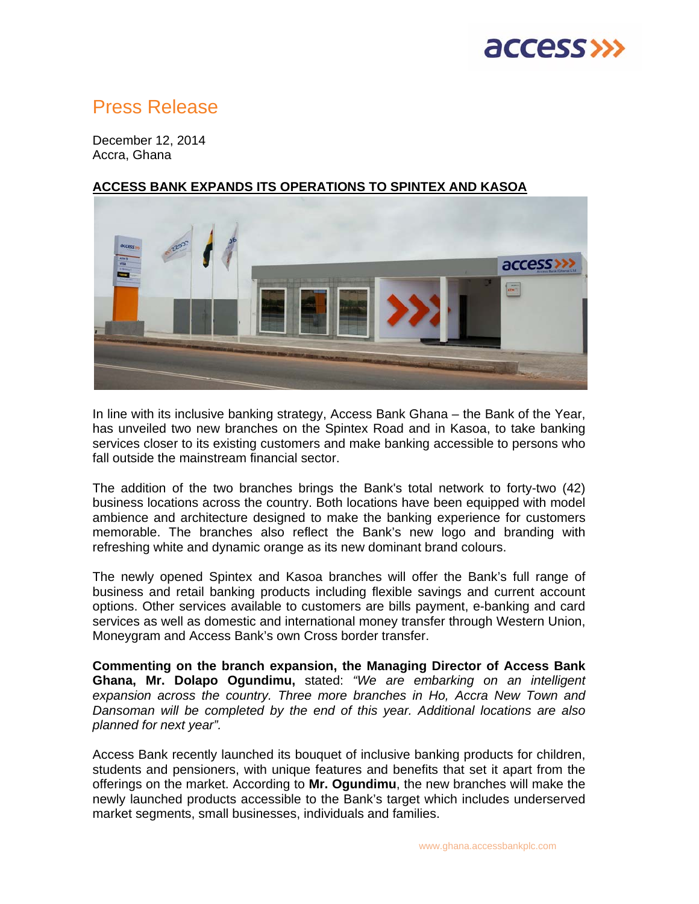# Press Release

December 12, 2014
Accra, Ghana

**ACCESS BANK EXPANDS ITS OPERATIONS TO SPINTEX AND KASOA**

In line with its inclusive banking strategy, Access Bank Ghana – the Bank of the Year, has unveiled two new branches on the Spintex Road and in Kasoa, to take banking services closer to its existing customers and make banking accessible to persons who fall outside the mainstream financial sector.

The addition of the two branches brings the Bank's total network to forty-two (42) business locations across the country. Both locations have been equipped with model ambience and architecture designed to make the banking experience for customers memorable. The branches also reflect the Bank's new logo and branding with refreshing white and dynamic orange as its new dominant brand colours.

The newly opened Spintex and Kasoa branches will offer the Bank's full range of business and retail banking products including flexible savings and current account options. Other services available to customers are bills payment, e-banking and card services as well as domestic and international money transfer through Western Union, Moneygram and Access Bank's own Cross border transfer.

**Commenting on the branch expansion, the Managing Director of Access Bank Ghana, Mr. Dolapo Ogundimu,** stated: *"We are embarking on an intelligent expansion across the country. Three more branches in Ho, Accra New Town and Dansoman will be completed by the end of this year. Additional locations are also planned for next year".*

Access Bank recently launched its bouquet of inclusive banking products for children, students and pensioners, with unique features and benefits that set it apart from the offerings on the market. According to **Mr. Ogundimu**, the new branches will make the newly launched products accessible to the Bank's target which includes underserved market segments, small businesses, individuals and families.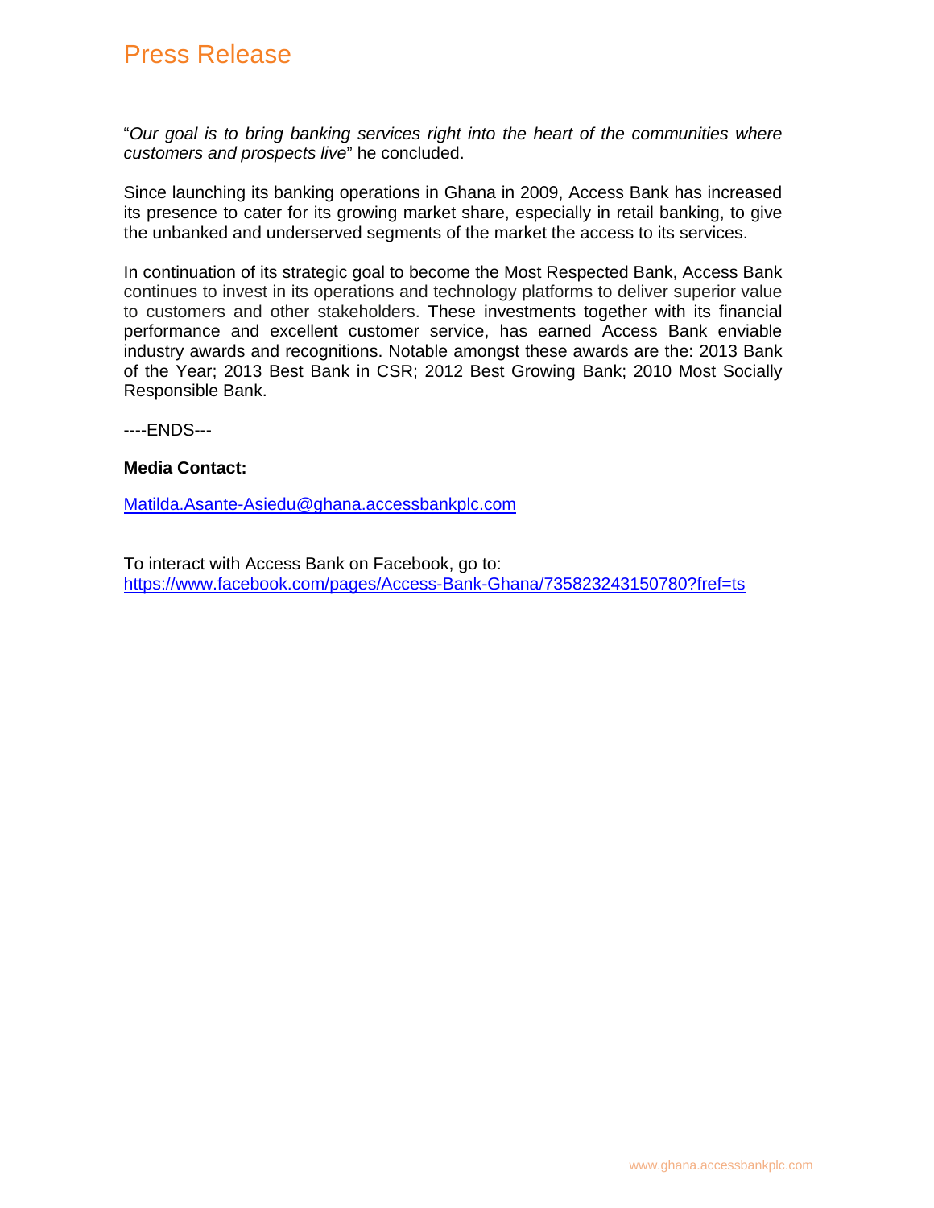"*Our goal is to bring banking services right into the heart of the communities where customers and prospects live*" he concluded.

Since launching its banking operations in Ghana in 2009, Access Bank has increased its presence to cater for its growing market share, especially in retail banking, to give the unbanked and underserved segments of the market the access to its services.

In continuation of its strategic goal to become the Most Respected Bank, Access Bank continues to invest in its operations and technology platforms to deliver superior value to customers and other stakeholders. These investments together with its financial performance and excellent customer service, has earned Access Bank enviable industry awards and recognitions. Notable amongst these awards are the: 2013 Bank of the Year; 2013 Best Bank in CSR; 2012 Best Growing Bank; 2010 Most Socially Responsible Bank.

----ENDS---

**Media Contact:**

Matilda.Asante-Asiedu@ghana.accessbankplc.com

To interact with Access Bank on Facebook, go to:
https://www.facebook.com/pages/Access-Bank-Ghana/735823243150780?fref=ts